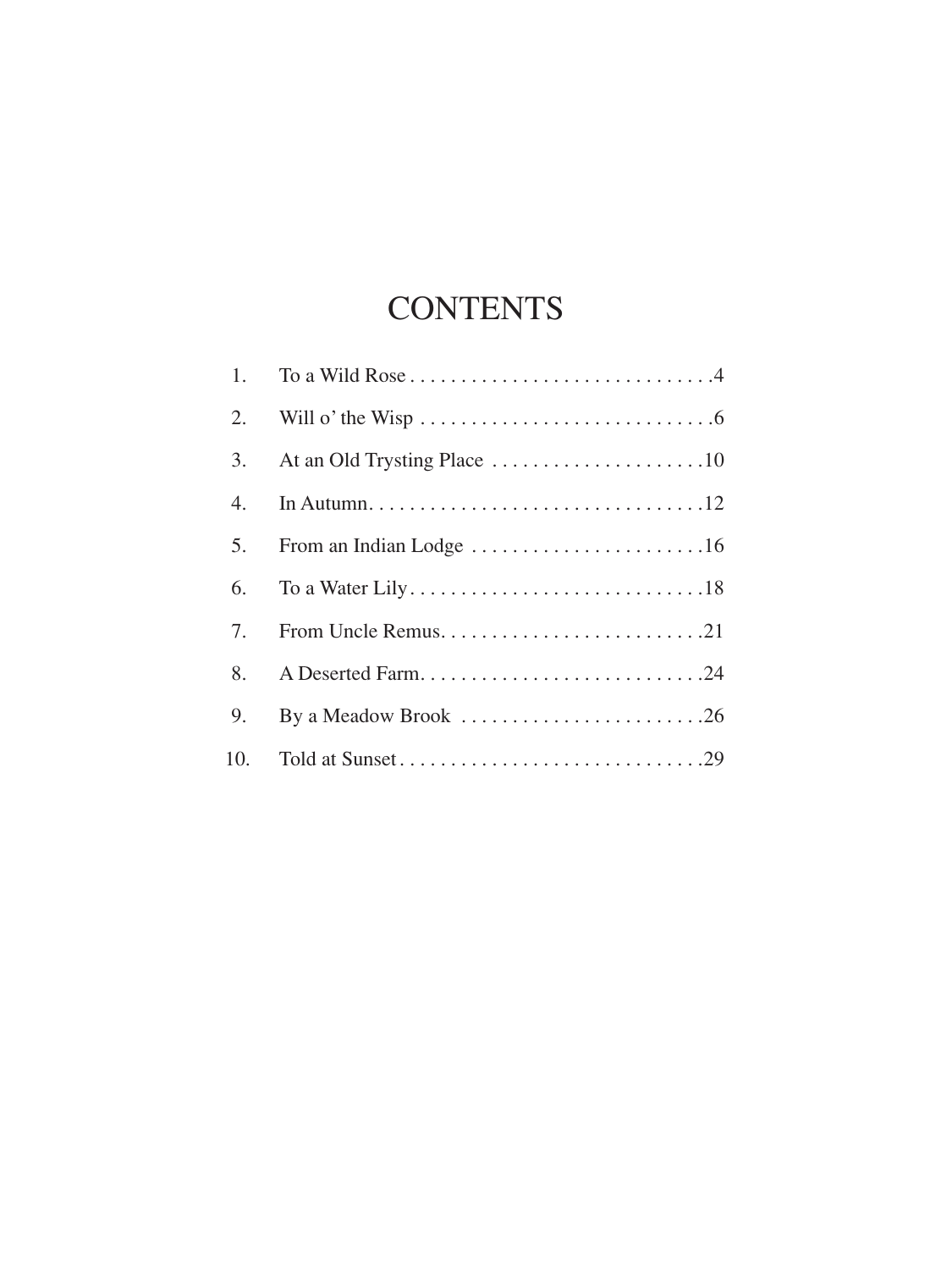# CONTENTS

| | | |
|---|---|---|
| 1. | To a Wild Rose | 4 |
| 2. | Will o' the Wisp | 6 |
| 3. | At an Old Trysting Place | 10 |
| 4. | In Autumn | 12 |
| 5. | From an Indian Lodge | 16 |
| 6. | To a Water Lily | 18 |
| 7. | From Uncle Remus | 21 |
| 8. | A Deserted Farm | 24 |
| 9. | By a Meadow Brook | 26 |
| 10. | Told at Sunset | 29 |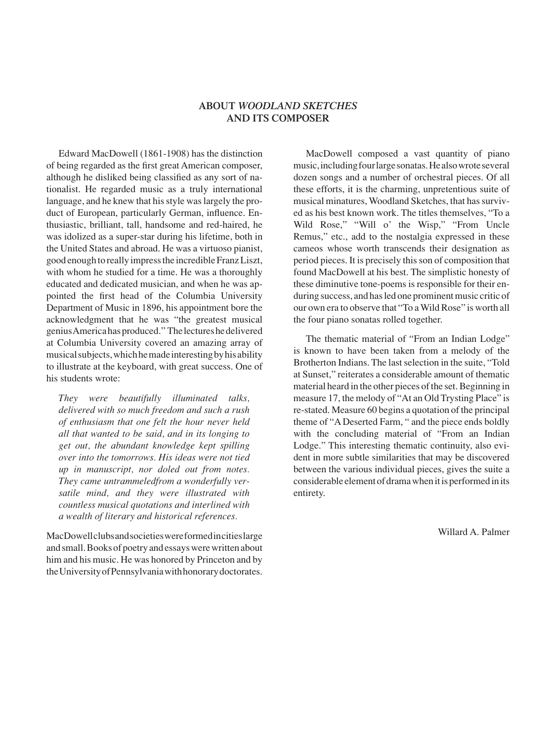## ABOUT *WOODLAND SKETCHES* AND ITS COMPOSER

Edward MacDowell (1861-1908) has the distinction of being regarded as the first great American composer, although he disliked being classified as any sort of nationalist. He regarded music as a truly international language, and he knew that his style was largely the product of European, particularly German, influence. Enthusiastic, brilliant, tall, handsome and red-haired, he was idolized as a super-star during his lifetime, both in the United States and abroad. He was a virtuoso pianist, good enough to really impress the incredible Franz Liszt, with whom he studied for a time. He was a thoroughly educated and dedicated musician, and when he was appointed the first head of the Columbia University Department of Music in 1896, his appointment bore the acknowledgment that he was "the greatest musical genius America has produced." The lectures he delivered at Columbia University covered an amazing array of musical subjects, which he made interesting by his ability to illustrate at the keyboard, with great success. One of his students wrote:

> *They were beautifully illuminated talks, delivered with so much freedom and such a rush of enthusiasm that one felt the hour never held all that wanted to be said, and in its longing to get out, the abundant knowledge kept spilling over into the tomorrows. His ideas were not tied up in manuscript, nor doled out from notes. They came untrammeledfrom a wonderfully versatile mind, and they were illustrated with countless musical quotations and interlined with a wealth of literary and historical references.*

MacDowell clubs and societies were formed in cities large and small. Books of poetry and essays were written about him and his music. He was honored by Princeton and by the University of Pennsylvania with honorary doctorates.

MacDowell composed a vast quantity of piano music, including four large sonatas. He also wrote several dozen songs and a number of orchestral pieces. Of all these efforts, it is the charming, unpretentious suite of musical minatures, Woodland Sketches, that has survived as his best known work. The titles themselves, "To a Wild Rose," "Will o' the Wisp," "From Uncle Remus," etc., add to the nostalgia expressed in these cameos whose worth transcends their designation as period pieces. It is precisely this son of composition that found MacDowell at his best. The simplistic honesty of these diminutive tone-poems is responsible for their enduring success, and has led one prominent music critic of our own era to observe that "To a Wild Rose" is worth all the four piano sonatas rolled together.

The thematic material of "From an Indian Lodge" is known to have been taken from a melody of the Brotherton Indians. The last selection in the suite, "Told at Sunset," reiterates a considerable amount of thematic material heard in the other pieces of the set. Beginning in measure 17, the melody of "At an Old Trysting Place" is re-stated. Measure 60 begins a quotation of the principal theme of "A Deserted Farm, " and the piece ends boldly with the concluding material of "From an Indian Lodge." This interesting thematic continuity, also evident in more subtle similarities that may be discovered between the various individual pieces, gives the suite a considerable element of drama when it is performed in its entirety.

Willard A. Palmer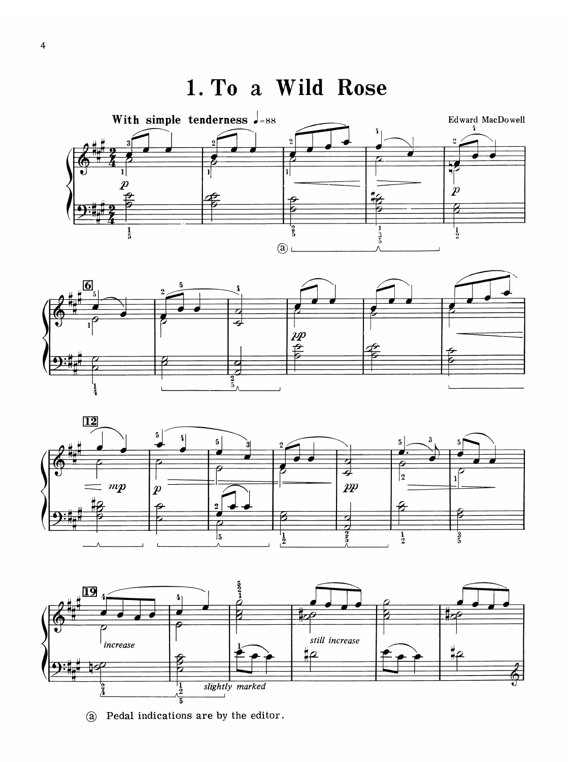# 1. To a Wild Rose

**With simple tenderness** ♩=88

Edward MacDowell

ⓐ Pedal indications are by the editor.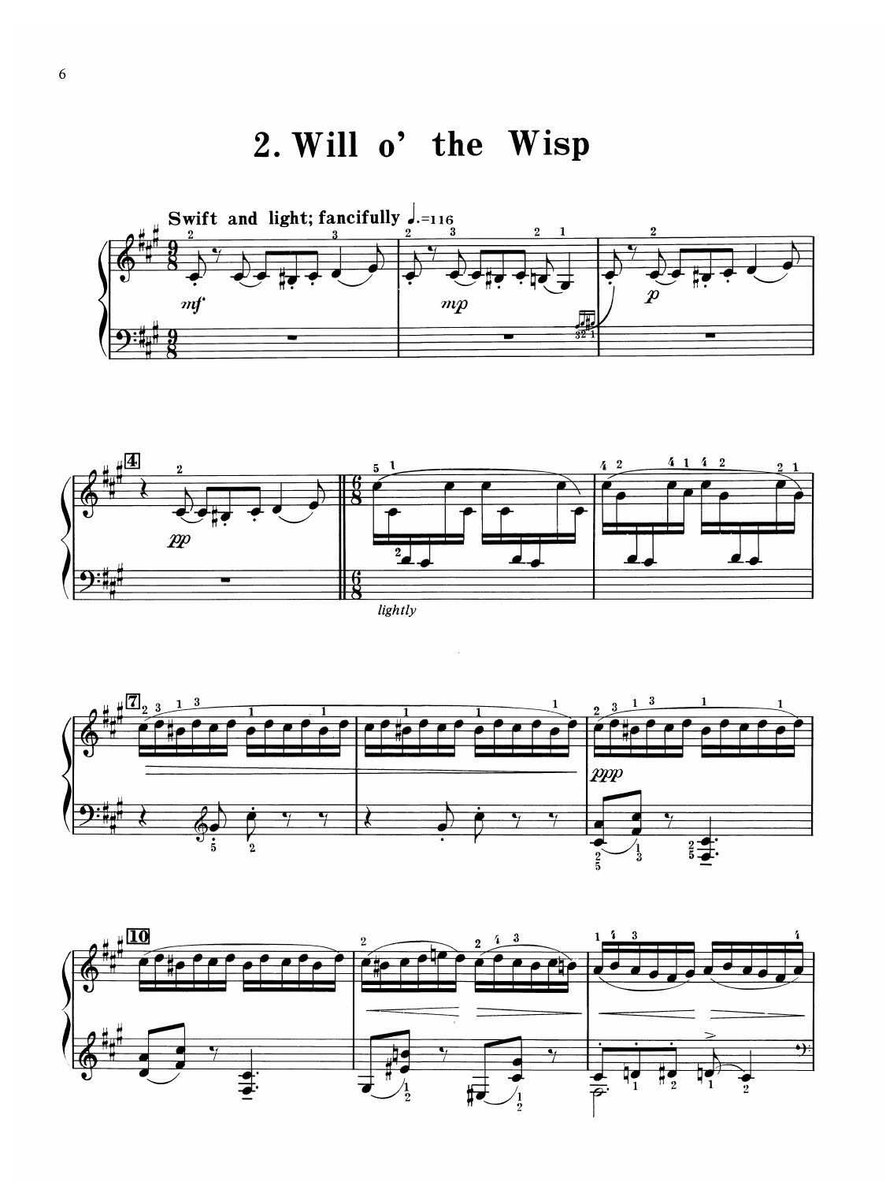# 2. Will o' the Wisp

**Swift and light; fancifully** ♩. = 116